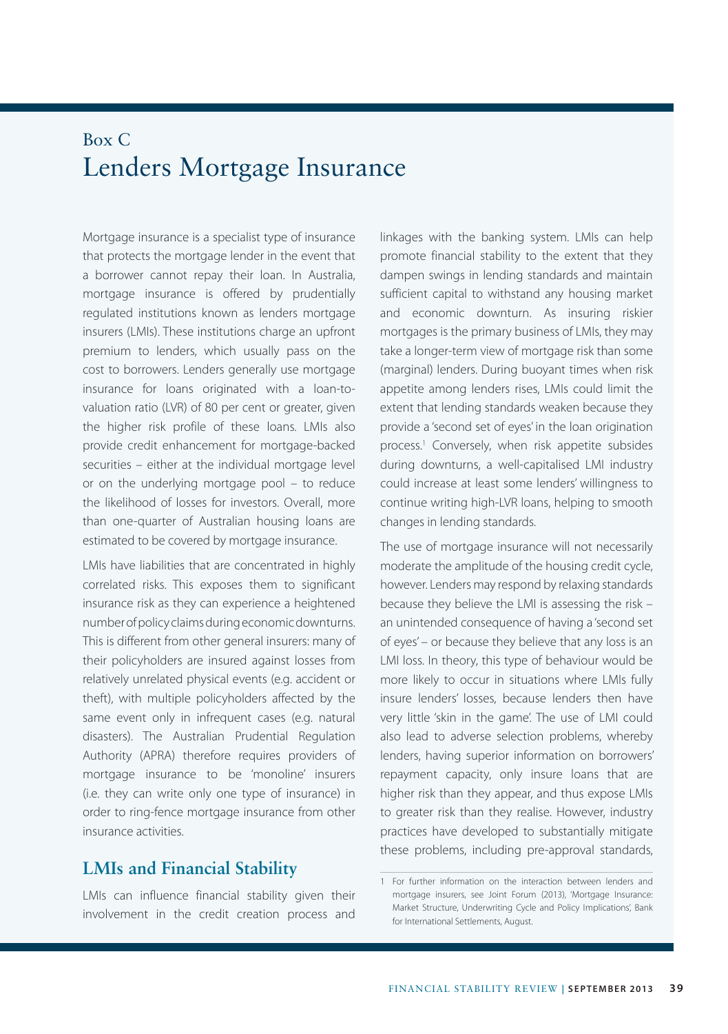Box C

# Lenders Mortgage Insurance

Mortgage insurance is a specialist type of insurance that protects the mortgage lender in the event that a borrower cannot repay their loan. In Australia, mortgage insurance is offered by prudentially regulated institutions known as lenders mortgage insurers (LMIs). These institutions charge an upfront premium to lenders, which usually pass on the cost to borrowers. Lenders generally use mortgage insurance for loans originated with a loan-to-valuation ratio (LVR) of 80 per cent or greater, given the higher risk profile of these loans. LMIs also provide credit enhancement for mortgage-backed securities – either at the individual mortgage level or on the underlying mortgage pool – to reduce the likelihood of losses for investors. Overall, more than one-quarter of Australian housing loans are estimated to be covered by mortgage insurance.

LMIs have liabilities that are concentrated in highly correlated risks. This exposes them to significant insurance risk as they can experience a heightened number of policy claims during economic downturns. This is different from other general insurers: many of their policyholders are insured against losses from relatively unrelated physical events (e.g. accident or theft), with multiple policyholders affected by the same event only in infrequent cases (e.g. natural disasters). The Australian Prudential Regulation Authority (APRA) therefore requires providers of mortgage insurance to be 'monoline' insurers (i.e. they can write only one type of insurance) in order to ring-fence mortgage insurance from other insurance activities.

## LMIs and Financial Stability

LMIs can influence financial stability given their involvement in the credit creation process and linkages with the banking system. LMIs can help promote financial stability to the extent that they dampen swings in lending standards and maintain sufficient capital to withstand any housing market and economic downturn. As insuring riskier mortgages is the primary business of LMIs, they may take a longer-term view of mortgage risk than some (marginal) lenders. During buoyant times when risk appetite among lenders rises, LMIs could limit the extent that lending standards weaken because they provide a 'second set of eyes' in the loan origination process.[1] Conversely, when risk appetite subsides during downturns, a well-capitalised LMI industry could increase at least some lenders' willingness to continue writing high-LVR loans, helping to smooth changes in lending standards.

The use of mortgage insurance will not necessarily moderate the amplitude of the housing credit cycle, however. Lenders may respond by relaxing standards because they believe the LMI is assessing the risk – an unintended consequence of having a 'second set of eyes' – or because they believe that any loss is an LMI loss. In theory, this type of behaviour would be more likely to occur in situations where LMIs fully insure lenders' losses, because lenders then have very little 'skin in the game'. The use of LMI could also lead to adverse selection problems, whereby lenders, having superior information on borrowers' repayment capacity, only insure loans that are higher risk than they appear, and thus expose LMIs to greater risk than they realise. However, industry practices have developed to substantially mitigate these problems, including pre-approval standards,

1 For further information on the interaction between lenders and mortgage insurers, see Joint Forum (2013), 'Mortgage Insurance: Market Structure, Underwriting Cycle and Policy Implications', Bank for International Settlements, August.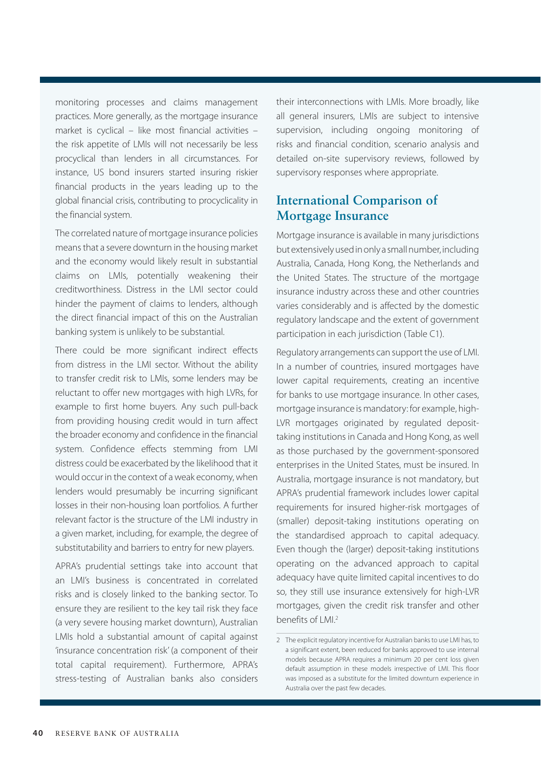monitoring processes and claims management practices. More generally, as the mortgage insurance market is cyclical – like most financial activities – the risk appetite of LMIs will not necessarily be less procyclical than lenders in all circumstances. For instance, US bond insurers started insuring riskier financial products in the years leading up to the global financial crisis, contributing to procyclicality in the financial system.

The correlated nature of mortgage insurance policies means that a severe downturn in the housing market and the economy would likely result in substantial claims on LMIs, potentially weakening their creditworthiness. Distress in the LMI sector could hinder the payment of claims to lenders, although the direct financial impact of this on the Australian banking system is unlikely to be substantial.

There could be more significant indirect effects from distress in the LMI sector. Without the ability to transfer credit risk to LMIs, some lenders may be reluctant to offer new mortgages with high LVRs, for example to first home buyers. Any such pull-back from providing housing credit would in turn affect the broader economy and confidence in the financial system. Confidence effects stemming from LMI distress could be exacerbated by the likelihood that it would occur in the context of a weak economy, when lenders would presumably be incurring significant losses in their non-housing loan portfolios. A further relevant factor is the structure of the LMI industry in a given market, including, for example, the degree of substitutability and barriers to entry for new players.

APRA's prudential settings take into account that an LMI's business is concentrated in correlated risks and is closely linked to the banking sector. To ensure they are resilient to the key tail risk they face (a very severe housing market downturn), Australian LMIs hold a substantial amount of capital against 'insurance concentration risk' (a component of their total capital requirement). Furthermore, APRA's stress-testing of Australian banks also considers their interconnections with LMIs. More broadly, like all general insurers, LMIs are subject to intensive supervision, including ongoing monitoring of risks and financial condition, scenario analysis and detailed on-site supervisory reviews, followed by supervisory responses where appropriate.

## International Comparison of Mortgage Insurance

Mortgage insurance is available in many jurisdictions but extensively used in only a small number, including Australia, Canada, Hong Kong, the Netherlands and the United States. The structure of the mortgage insurance industry across these and other countries varies considerably and is affected by the domestic regulatory landscape and the extent of government participation in each jurisdiction (Table C1).

Regulatory arrangements can support the use of LMI. In a number of countries, insured mortgages have lower capital requirements, creating an incentive for banks to use mortgage insurance. In other cases, mortgage insurance is mandatory: for example, high-LVR mortgages originated by regulated deposit-taking institutions in Canada and Hong Kong, as well as those purchased by the government-sponsored enterprises in the United States, must be insured. In Australia, mortgage insurance is not mandatory, but APRA's prudential framework includes lower capital requirements for insured higher-risk mortgages of (smaller) deposit-taking institutions operating on the standardised approach to capital adequacy. Even though the (larger) deposit-taking institutions operating on the advanced approach to capital adequacy have quite limited capital incentives to do so, they still use insurance extensively for high-LVR mortgages, given the credit risk transfer and other benefits of LMI.[2]

2 The explicit regulatory incentive for Australian banks to use LMI has, to a significant extent, been reduced for banks approved to use internal models because APRA requires a minimum 20 per cent loss given default assumption in these models irrespective of LMI. This floor was imposed as a substitute for the limited downturn experience in Australia over the past few decades.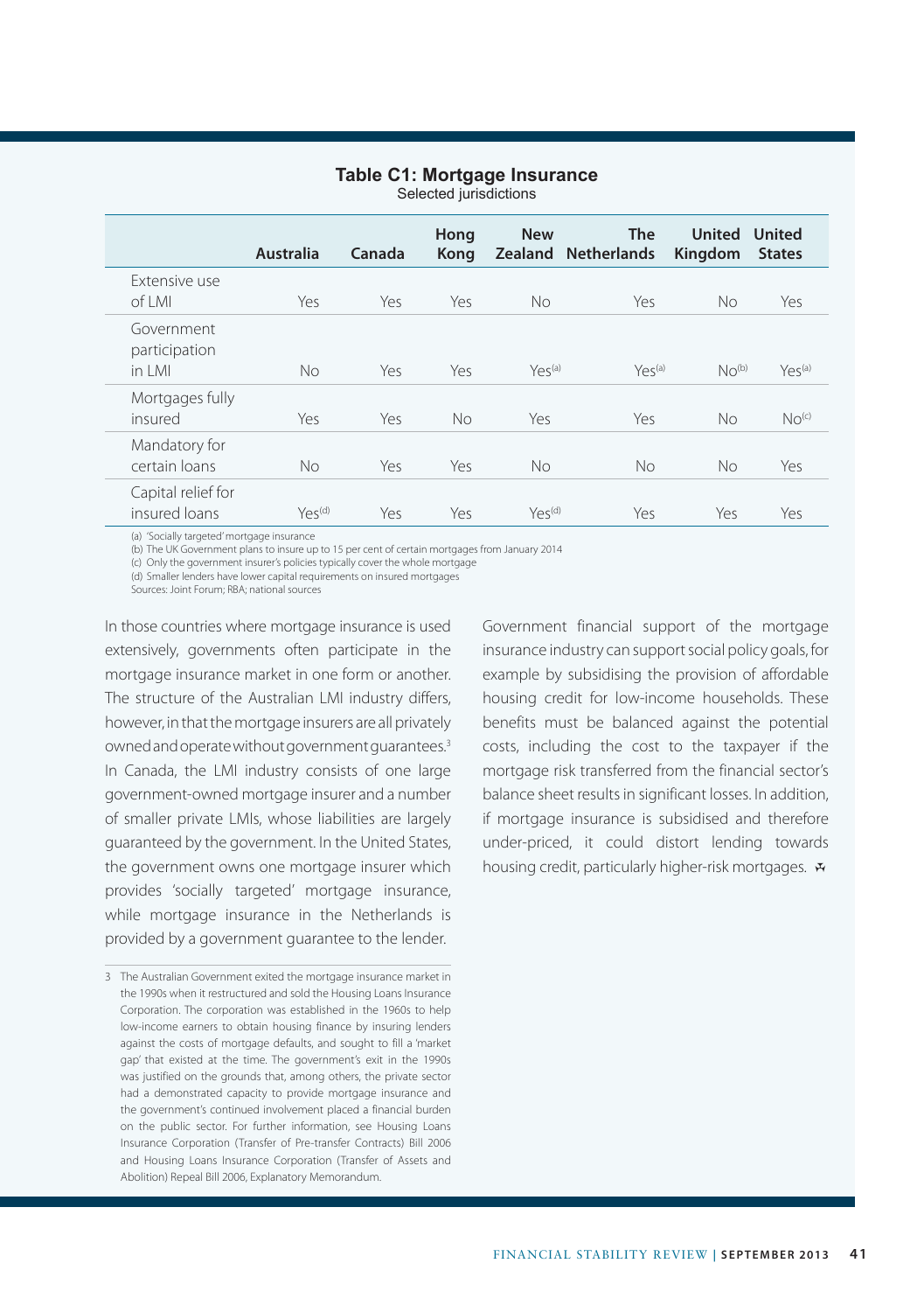**Table C1: Mortgage Insurance**
Selected jurisdictions

| | Australia | Canada | Hong Kong | New Zealand | The Netherlands | United Kingdom | United States |
|---|---|---|---|---|---|---|---|
| Extensive use of LMI | Yes | Yes | Yes | No | Yes | No | Yes |
| Government participation in LMI | No | Yes | Yes | Yes[(a)] | Yes[(a)] | No[(b)] | Yes[(a)] |
| Mortgages fully insured | Yes | Yes | No | Yes | Yes | No | No[(c)] |
| Mandatory for certain loans | No | Yes | Yes | No | No | No | Yes |
| Capital relief for insured loans | Yes[(d)] | Yes | Yes | Yes[(d)] | Yes | Yes | Yes |

(a) 'Socially targeted' mortgage insurance
(b) The UK Government plans to insure up to 15 per cent of certain mortgages from January 2014
(c) Only the government insurer's policies typically cover the whole mortgage
(d) Smaller lenders have lower capital requirements on insured mortgages
Sources: Joint Forum; RBA; national sources

In those countries where mortgage insurance is used extensively, governments often participate in the mortgage insurance market in one form or another. The structure of the Australian LMI industry differs, however, in that the mortgage insurers are all privately owned and operate without government guarantees.[3] In Canada, the LMI industry consists of one large government-owned mortgage insurer and a number of smaller private LMIs, whose liabilities are largely guaranteed by the government. In the United States, the government owns one mortgage insurer which provides 'socially targeted' mortgage insurance, while mortgage insurance in the Netherlands is provided by a government guarantee to the lender.

Government financial support of the mortgage insurance industry can support social policy goals, for example by subsidising the provision of affordable housing credit for low-income households. These benefits must be balanced against the potential costs, including the cost to the taxpayer if the mortgage risk transferred from the financial sector's balance sheet results in significant losses. In addition, if mortgage insurance is subsidised and therefore under-priced, it could distort lending towards housing credit, particularly higher-risk mortgages.

3 The Australian Government exited the mortgage insurance market in the 1990s when it restructured and sold the Housing Loans Insurance Corporation. The corporation was established in the 1960s to help low-income earners to obtain housing finance by insuring lenders against the costs of mortgage defaults, and sought to fill a 'market gap' that existed at the time. The government's exit in the 1990s was justified on the grounds that, among others, the private sector had a demonstrated capacity to provide mortgage insurance and the government's continued involvement placed a financial burden on the public sector. For further information, see Housing Loans Insurance Corporation (Transfer of Pre-transfer Contracts) Bill 2006 and Housing Loans Insurance Corporation (Transfer of Assets and Abolition) Repeal Bill 2006, Explanatory Memorandum.